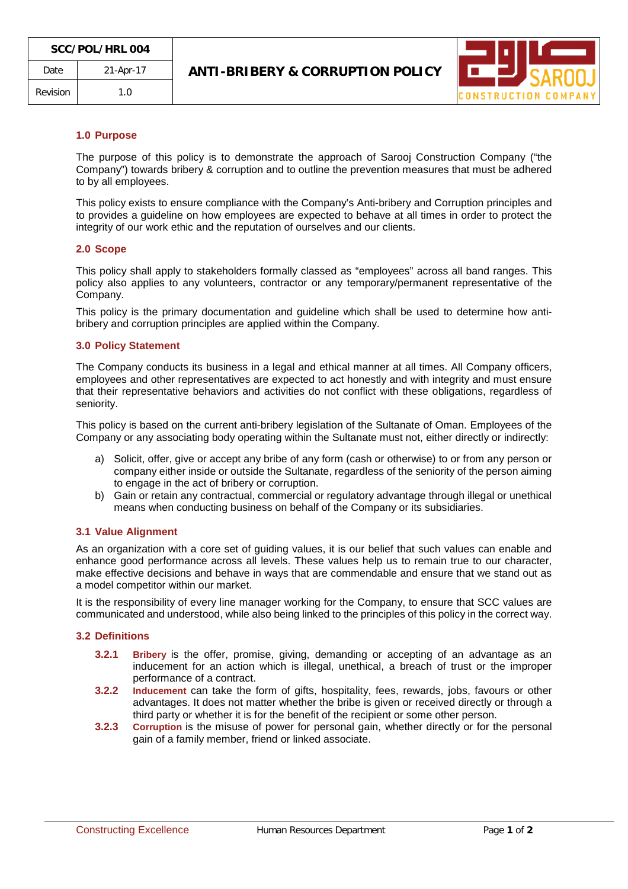| SCC/POL/HRL 004 | | ANTI-BRIBERY & CORRUPTION POLICY |
|---|---|---|
| Date | 21-Apr-17 | |
| Revision | 1.0 | |

## 1.0 Purpose

The purpose of this policy is to demonstrate the approach of Sarooj Construction Company ("the Company") towards bribery & corruption and to outline the prevention measures that must be adhered to by all employees.

This policy exists to ensure compliance with the Company's Anti-bribery and Corruption principles and to provides a guideline on how employees are expected to behave at all times in order to protect the integrity of our work ethic and the reputation of ourselves and our clients.

## 2.0 Scope

This policy shall apply to stakeholders formally classed as "employees" across all band ranges. This policy also applies to any volunteers, contractor or any temporary/permanent representative of the Company.

This policy is the primary documentation and guideline which shall be used to determine how anti-bribery and corruption principles are applied within the Company.

## 3.0 Policy Statement

The Company conducts its business in a legal and ethical manner at all times. All Company officers, employees and other representatives are expected to act honestly and with integrity and must ensure that their representative behaviors and activities do not conflict with these obligations, regardless of seniority.

This policy is based on the current anti-bribery legislation of the Sultanate of Oman. Employees of the Company or any associating body operating within the Sultanate must not, either directly or indirectly:

a) Solicit, offer, give or accept any bribe of any form (cash or otherwise) to or from any person or company either inside or outside the Sultanate, regardless of the seniority of the person aiming to engage in the act of bribery or corruption.
b) Gain or retain any contractual, commercial or regulatory advantage through illegal or unethical means when conducting business on behalf of the Company or its subsidiaries.

### 3.1 Value Alignment

As an organization with a core set of guiding values, it is our belief that such values can enable and enhance good performance across all levels. These values help us to remain true to our character, make effective decisions and behave in ways that are commendable and ensure that we stand out as a model competitor within our market.

It is the responsibility of every line manager working for the Company, to ensure that SCC values are communicated and understood, while also being linked to the principles of this policy in the correct way.

### 3.2 Definitions

**3.2.1** **Bribery** is the offer, promise, giving, demanding or accepting of an advantage as an inducement for an action which is illegal, unethical, a breach of trust or the improper performance of a contract.

**3.2.2** **Inducement** can take the form of gifts, hospitality, fees, rewards, jobs, favours or other advantages. It does not matter whether the bribe is given or received directly or through a third party or whether it is for the benefit of the recipient or some other person.

**3.2.3** **Corruption** is the misuse of power for personal gain, whether directly or for the personal gain of a family member, friend or linked associate.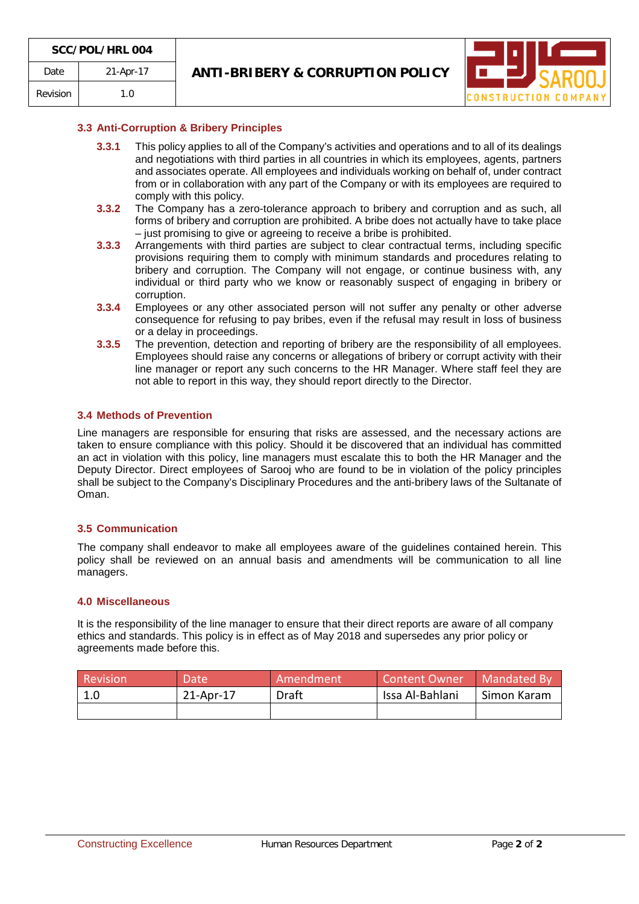### 3.3 Anti-Corruption & Bribery Principles

**3.3.1** This policy applies to all of the Company's activities and operations and to all of its dealings and negotiations with third parties in all countries in which its employees, agents, partners and associates operate. All employees and individuals working on behalf of, under contract from or in collaboration with any part of the Company or with its employees are required to comply with this policy.

**3.3.2** The Company has a zero-tolerance approach to bribery and corruption and as such, all forms of bribery and corruption are prohibited. A bribe does not actually have to take place – just promising to give or agreeing to receive a bribe is prohibited.

**3.3.3** Arrangements with third parties are subject to clear contractual terms, including specific provisions requiring them to comply with minimum standards and procedures relating to bribery and corruption. The Company will not engage, or continue business with, any individual or third party who we know or reasonably suspect of engaging in bribery or corruption.

**3.3.4** Employees or any other associated person will not suffer any penalty or other adverse consequence for refusing to pay bribes, even if the refusal may result in loss of business or a delay in proceedings.

**3.3.5** The prevention, detection and reporting of bribery are the responsibility of all employees. Employees should raise any concerns or allegations of bribery or corrupt activity with their line manager or report any such concerns to the HR Manager. Where staff feel they are not able to report in this way, they should report directly to the Director.

### 3.4 Methods of Prevention

Line managers are responsible for ensuring that risks are assessed, and the necessary actions are taken to ensure compliance with this policy. Should it be discovered that an individual has committed an act in violation with this policy, line managers must escalate this to both the HR Manager and the Deputy Director. Direct employees of Sarooj who are found to be in violation of the policy principles shall be subject to the Company's Disciplinary Procedures and the anti-bribery laws of the Sultanate of Oman.

### 3.5 Communication

The company shall endeavor to make all employees aware of the guidelines contained herein. This policy shall be reviewed on an annual basis and amendments will be communication to all line managers.

## 4.0 Miscellaneous

It is the responsibility of the line manager to ensure that their direct reports are aware of all company ethics and standards. This policy is in effect as of May 2018 and supersedes any prior policy or agreements made before this.

| Revision | Date | Amendment | Content Owner | Mandated By |
|---|---|---|---|---|
| 1.0 | 21-Apr-17 | Draft | Issa Al-Bahlani | Simon Karam |
| | | | | |